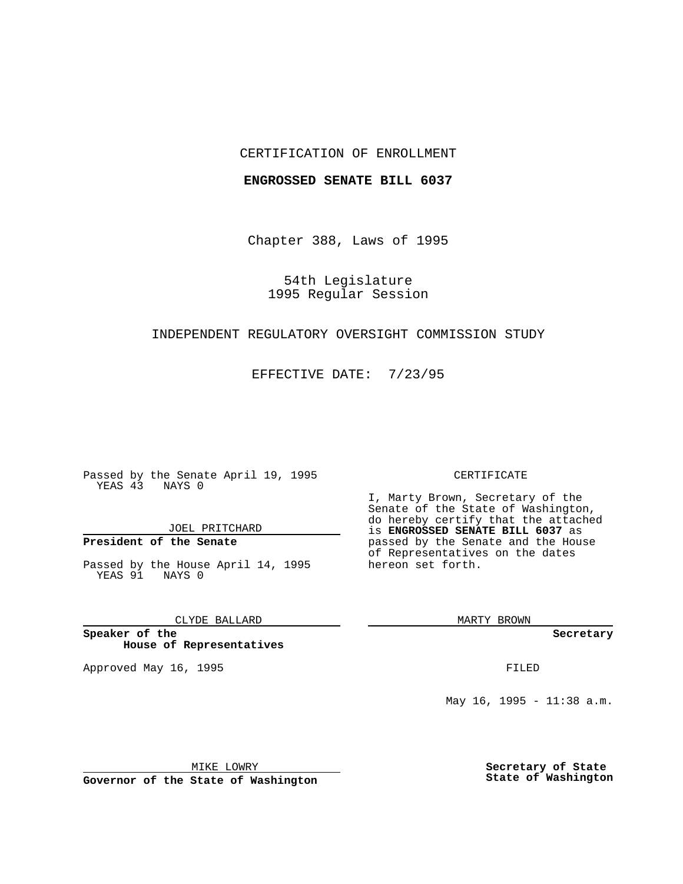CERTIFICATION OF ENROLLMENT

**ENGROSSED SENATE BILL 6037**

Chapter 388, Laws of 1995

54th Legislature
1995 Regular Session

INDEPENDENT REGULATORY OVERSIGHT COMMISSION STUDY

EFFECTIVE DATE: 7/23/95

Passed by the Senate April 19, 1995
YEAS 43 NAYS 0

JOEL PRITCHARD

**President of the Senate**

Passed by the House April 14, 1995
YEAS 91 NAYS 0

CLYDE BALLARD

**Speaker of the House of Representatives**

Approved May 16, 1995

MIKE LOWRY

**Governor of the State of Washington**

CERTIFICATE

I, Marty Brown, Secretary of the Senate of the State of Washington, do hereby certify that the attached is **ENGROSSED SENATE BILL 6037** as passed by the Senate and the House of Representatives on the dates hereon set forth.

MARTY BROWN

**Secretary**

FILED

May 16, 1995 - 11:38 a.m.

**Secretary of State**
**State of Washington**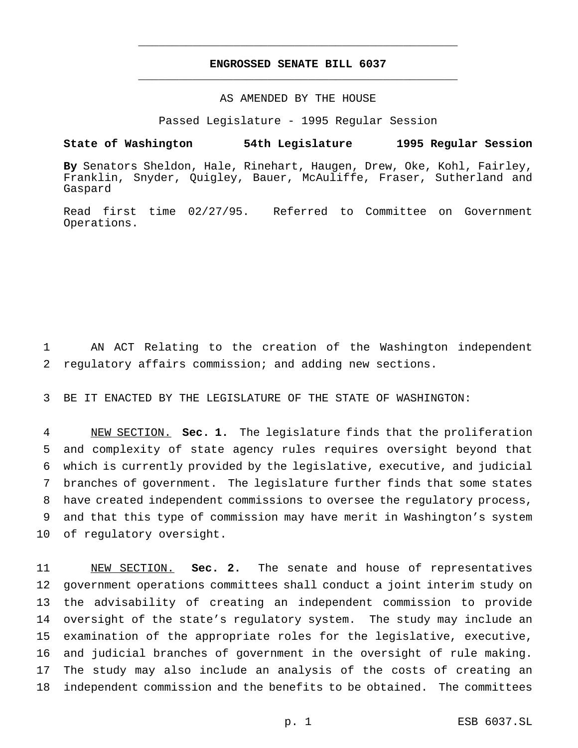**ENGROSSED SENATE BILL 6037**

AS AMENDED BY THE HOUSE

Passed Legislature - 1995 Regular Session

**State of Washington 54th Legislature 1995 Regular Session**

**By** Senators Sheldon, Hale, Rinehart, Haugen, Drew, Oke, Kohl, Fairley, Franklin, Snyder, Quigley, Bauer, McAuliffe, Fraser, Sutherland and Gaspard

Read first time 02/27/95. Referred to Committee on Government Operations.

AN ACT Relating to the creation of the Washington independent regulatory affairs commission; and adding new sections.

BE IT ENACTED BY THE LEGISLATURE OF THE STATE OF WASHINGTON:

NEW SECTION. **Sec. 1.** The legislature finds that the proliferation and complexity of state agency rules requires oversight beyond that which is currently provided by the legislative, executive, and judicial branches of government. The legislature further finds that some states have created independent commissions to oversee the regulatory process, and that this type of commission may have merit in Washington's system of regulatory oversight.

NEW SECTION. **Sec. 2.** The senate and house of representatives government operations committees shall conduct a joint interim study on the advisability of creating an independent commission to provide oversight of the state's regulatory system. The study may include an examination of the appropriate roles for the legislative, executive, and judicial branches of government in the oversight of rule making. The study may also include an analysis of the costs of creating an independent commission and the benefits to be obtained. The committees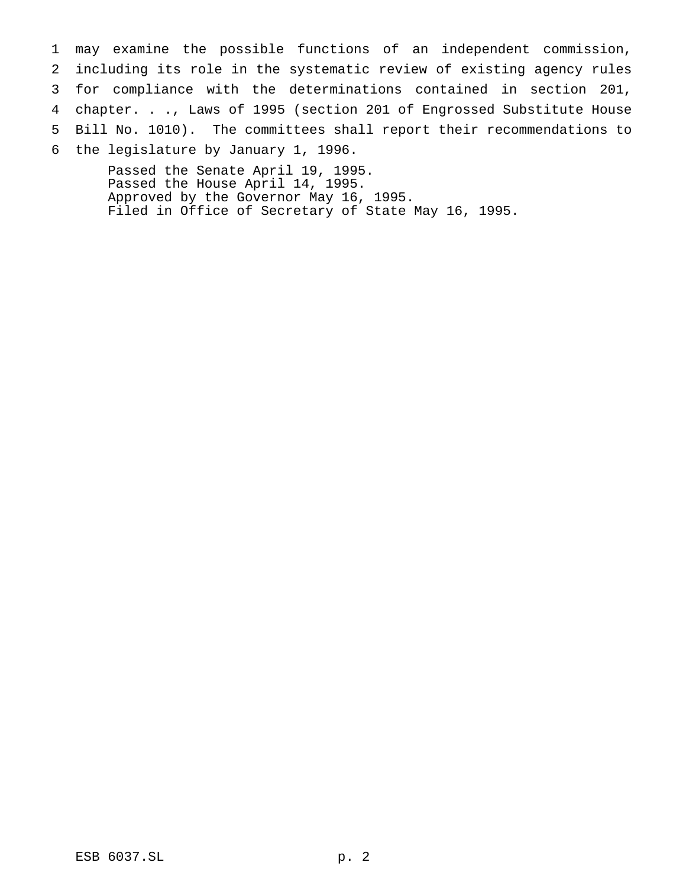may examine the possible functions of an independent commission, including its role in the systematic review of existing agency rules for compliance with the determinations contained in section 201, chapter. . ., Laws of 1995 (section 201 of Engrossed Substitute House Bill No. 1010). The committees shall report their recommendations to the legislature by January 1, 1996.

Passed the Senate April 19, 1995.
Passed the House April 14, 1995.
Approved by the Governor May 16, 1995.
Filed in Office of Secretary of State May 16, 1995.